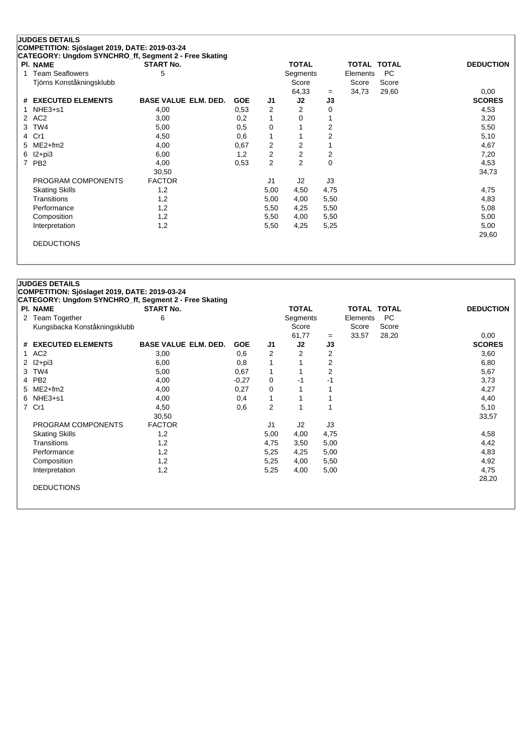## JUDGES DETAILS

**COMPETITION: Sjöslaget 2019, DATE: 2019-03-24**

**CATEGORY: Ungdom SYNCHRO_ff, Segment 2 - Free Skating**

| Pl. | NAME | START No. | TOTAL Segments Score | = | TOTAL Elements Score | TOTAL PC Score | DEDUCTION |
|---|---|---|---|---|---|---|---|
| 1 | Team Seaflowers<br>Tjörns Konståkningsklubb | 5 | 64,33 | = | 34,73 | 29,60 | 0,00 |

| # | EXECUTED ELEMENTS | BASE VALUE | ELM. DED. | GOE | J1 | J2 | J3 | SCORES |
|---|---|---|---|---|---|---|---|---|
| 1 | NHE3+s1 | 4,00 | | 0,53 | 2 | 2 | 0 | 4,53 |
| 2 | AC2 | 3,00 | | 0,2 | 1 | 0 | 1 | 3,20 |
| 3 | TW4 | 5,00 | | 0,5 | 0 | 1 | 2 | 5,50 |
| 4 | Cr1 | 4,50 | | 0,6 | 1 | 1 | 2 | 5,10 |
| 5 | ME2+fm2 | 4,00 | | 0,67 | 2 | 2 | 1 | 4,67 |
| 6 | I2+pi3 | 6,00 | | 1,2 | 2 | 2 | 2 | 7,20 |
| 7 | PB2 | 4,00 | | 0,53 | 2 | 2 | 0 | 4,53 |
| | | 30,50 | | | | | | 34,73 |

| PROGRAM COMPONENTS | FACTOR | J1 | J2 | J3 | |
|---|---|---|---|---|---|
| Skating Skills | 1,2 | 5,00 | 4,50 | 4,75 | 4,75 |
| Transitions | 1,2 | 5,00 | 4,00 | 5,50 | 4,83 |
| Performance | 1,2 | 5,50 | 4,25 | 5,50 | 5,08 |
| Composition | 1,2 | 5,50 | 4,00 | 5,50 | 5,00 |
| Interpretation | 1,2 | 5,50 | 4,25 | 5,25 | 5,00 |
| | | | | | 29,60 |

DEDUCTIONS

## JUDGES DETAILS

**COMPETITION: Sjöslaget 2019, DATE: 2019-03-24**

**CATEGORY: Ungdom SYNCHRO_ff, Segment 2 - Free Skating**

| Pl. | NAME | START No. | TOTAL Segments Score | = | TOTAL Elements Score | TOTAL PC Score | DEDUCTION |
|---|---|---|---|---|---|---|---|
| 2 | Team Together<br>Kungsbacka Konståkningsklubb | 6 | 61,77 | = | 33,57 | 28,20 | 0,00 |

| # | EXECUTED ELEMENTS | BASE VALUE | ELM. DED. | GOE | J1 | J2 | J3 | SCORES |
|---|---|---|---|---|---|---|---|---|
| 1 | AC2 | 3,00 | | 0,6 | 2 | 2 | 2 | 3,60 |
| 2 | I2+pi3 | 6,00 | | 0,8 | 1 | 1 | 2 | 6,80 |
| 3 | TW4 | 5,00 | | 0,67 | 1 | 1 | 2 | 5,67 |
| 4 | PB2 | 4,00 | | -0,27 | 0 | -1 | -1 | 3,73 |
| 5 | ME2+fm2 | 4,00 | | 0,27 | 0 | 1 | 1 | 4,27 |
| 6 | NHE3+s1 | 4,00 | | 0,4 | 1 | 1 | 1 | 4,40 |
| 7 | Cr1 | 4,50 | | 0,6 | 2 | 1 | 1 | 5,10 |
| | | 30,50 | | | | | | 33,57 |

| PROGRAM COMPONENTS | FACTOR | J1 | J2 | J3 | |
|---|---|---|---|---|---|
| Skating Skills | 1,2 | 5,00 | 4,00 | 4,75 | 4,58 |
| Transitions | 1,2 | 4,75 | 3,50 | 5,00 | 4,42 |
| Performance | 1,2 | 5,25 | 4,25 | 5,00 | 4,83 |
| Composition | 1,2 | 5,25 | 4,00 | 5,50 | 4,92 |
| Interpretation | 1,2 | 5,25 | 4,00 | 5,00 | 4,75 |
| | | | | | 28,20 |

DEDUCTIONS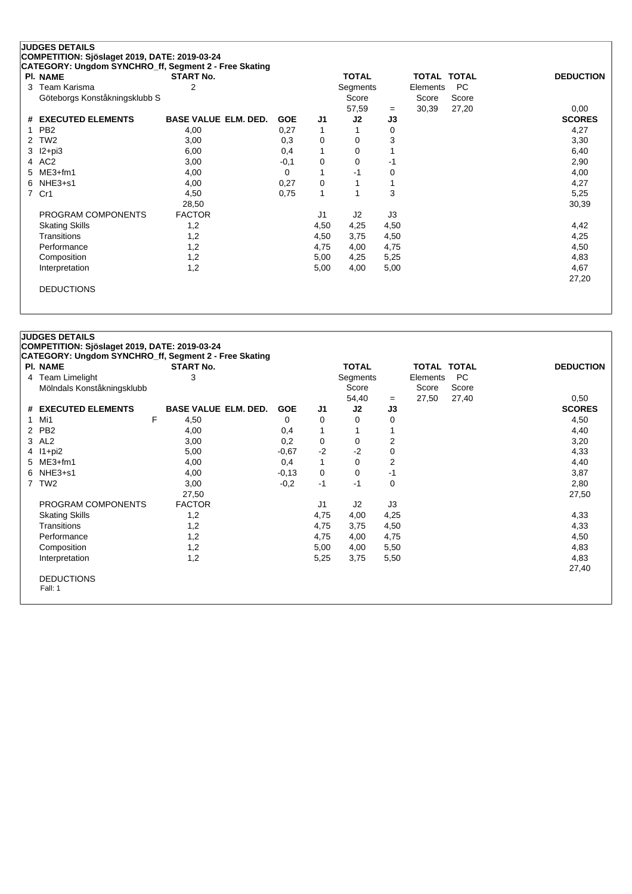## JUDGES DETAILS

**COMPETITION: Sjöslaget 2019, DATE: 2019-03-24**

**CATEGORY: Ungdom SYNCHRO_ff, Segment 2 - Free Skating**

| Pl. | NAME | START No. | TOTAL Segments Score | | TOTAL Elements Score | TOTAL PC Score | DEDUCTION |
|---|---|---|---|---|---|---|---|
| 3 | Team Karisma<br>Göteborgs Konståkningsklubb S | 2 | 57,59 | = | 30,39 | 27,20 | 0,00 |

| # | EXECUTED ELEMENTS | | BASE VALUE | ELM. DED. | GOE | J1 | J2 | J3 | SCORES |
|---|---|---|---|---|---|---|---|---|---|
| 1 | PB2 | | 4,00 | | 0,27 | 1 | 1 | 0 | 4,27 |
| 2 | TW2 | | 3,00 | | 0,3 | 0 | 0 | 3 | 3,30 |
| 3 | I2+pi3 | | 6,00 | | 0,4 | 1 | 0 | 1 | 6,40 |
| 4 | AC2 | | 3,00 | | -0,1 | 0 | 0 | -1 | 2,90 |
| 5 | ME3+fm1 | | 4,00 | | 0 | 1 | -1 | 0 | 4,00 |
| 6 | NHE3+s1 | | 4,00 | | 0,27 | 0 | 1 | 1 | 4,27 |
| 7 | Cr1 | | 4,50 | | 0,75 | 1 | 1 | 3 | 5,25 |
| | | | 28,50 | | | | | | 30,39 |

| PROGRAM COMPONENTS | FACTOR | J1 | J2 | J3 | SCORES |
|---|---|---|---|---|---|
| Skating Skills | 1,2 | 4,50 | 4,25 | 4,50 | 4,42 |
| Transitions | 1,2 | 4,50 | 3,75 | 4,50 | 4,25 |
| Performance | 1,2 | 4,75 | 4,00 | 4,75 | 4,50 |
| Composition | 1,2 | 5,00 | 4,25 | 5,25 | 4,83 |
| Interpretation | 1,2 | 5,00 | 4,00 | 5,00 | 4,67 |
| | | | | | 27,20 |

DEDUCTIONS

## JUDGES DETAILS

**COMPETITION: Sjöslaget 2019, DATE: 2019-03-24**

**CATEGORY: Ungdom SYNCHRO_ff, Segment 2 - Free Skating**

| Pl. | NAME | START No. | TOTAL Segments Score | | TOTAL Elements Score | TOTAL PC Score | DEDUCTION |
|---|---|---|---|---|---|---|---|
| 4 | Team Limelight<br>Mölndals Konståkningsklubb | 3 | 54,40 | = | 27,50 | 27,40 | 0,50 |

| # | EXECUTED ELEMENTS | | BASE VALUE | ELM. DED. | GOE | J1 | J2 | J3 | SCORES |
|---|---|---|---|---|---|---|---|---|---|
| 1 | Mi1 | F | 4,50 | | 0 | 0 | 0 | 0 | 4,50 |
| 2 | PB2 | | 4,00 | | 0,4 | 1 | 1 | 1 | 4,40 |
| 3 | AL2 | | 3,00 | | 0,2 | 0 | 0 | 2 | 3,20 |
| 4 | I1+pi2 | | 5,00 | | -0,67 | -2 | -2 | 0 | 4,33 |
| 5 | ME3+fm1 | | 4,00 | | 0,4 | 1 | 0 | 2 | 4,40 |
| 6 | NHE3+s1 | | 4,00 | | -0,13 | 0 | 0 | -1 | 3,87 |
| 7 | TW2 | | 3,00 | | -0,2 | -1 | -1 | 0 | 2,80 |
| | | | 27,50 | | | | | | 27,50 |

| PROGRAM COMPONENTS | FACTOR | J1 | J2 | J3 | SCORES |
|---|---|---|---|---|---|
| Skating Skills | 1,2 | 4,75 | 4,00 | 4,25 | 4,33 |
| Transitions | 1,2 | 4,75 | 3,75 | 4,50 | 4,33 |
| Performance | 1,2 | 4,75 | 4,00 | 4,75 | 4,50 |
| Composition | 1,2 | 5,00 | 4,00 | 5,50 | 4,83 |
| Interpretation | 1,2 | 5,25 | 3,75 | 5,50 | 4,83 |
| | | | | | 27,40 |

DEDUCTIONS

Fall: 1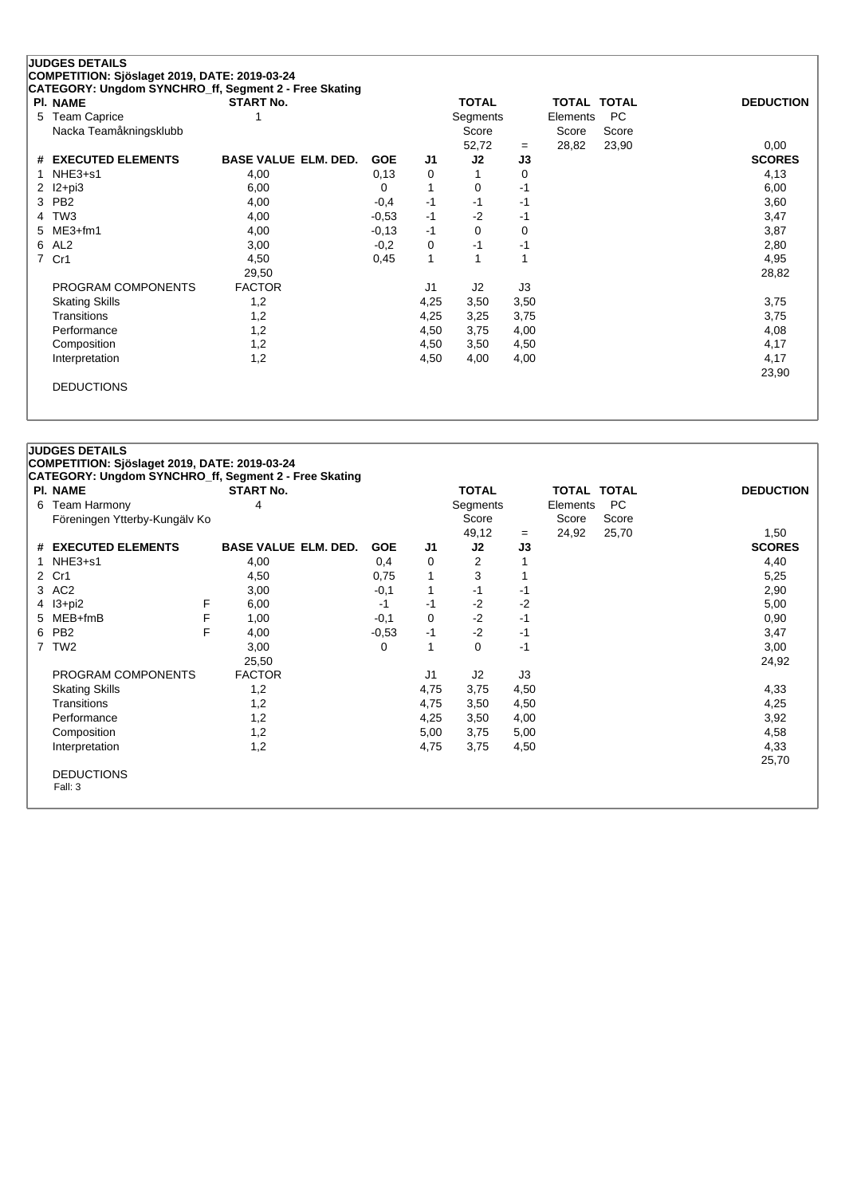**JUDGES DETAILS**
**COMPETITION: Sjöslaget 2019, DATE: 2019-03-24**
**CATEGORY: Ungdom SYNCHRO_ff, Segment 2 - Free Skating**

| Pl. | NAME | START No. | TOTAL Segments Score | | TOTAL Elements Score | TOTAL PC Score | DEDUCTION |
|---|---|---|---|---|---|---|---|
| 5 | Team Caprice<br>Nacka Teamåkningsklubb | 1 | 52,72 | = | 28,82 | 23,90 | 0,00 |

| # | EXECUTED ELEMENTS | | BASE VALUE | ELM. DED. | GOE | J1 | J2 | J3 | SCORES |
|---|---|---|---|---|---|---|---|---|---|
| 1 | NHE3+s1 | | 4,00 | | 0,13 | 0 | 1 | 0 | 4,13 |
| 2 | I2+pi3 | | 6,00 | | 0 | 1 | 0 | -1 | 6,00 |
| 3 | PB2 | | 4,00 | | -0,4 | -1 | -1 | -1 | 3,60 |
| 4 | TW3 | | 4,00 | | -0,53 | -1 | -2 | -1 | 3,47 |
| 5 | ME3+fm1 | | 4,00 | | -0,13 | -1 | 0 | 0 | 3,87 |
| 6 | AL2 | | 3,00 | | -0,2 | 0 | -1 | -1 | 2,80 |
| 7 | Cr1 | | 4,50 | | 0,45 | 1 | 1 | 1 | 4,95 |
| | | | 29,50 | | | | | | 28,82 |

| PROGRAM COMPONENTS | FACTOR | J1 | J2 | J3 | SCORES |
|---|---|---|---|---|---|
| Skating Skills | 1,2 | 4,25 | 3,50 | 3,50 | 3,75 |
| Transitions | 1,2 | 4,25 | 3,25 | 3,75 | 3,75 |
| Performance | 1,2 | 4,50 | 3,75 | 4,00 | 4,08 |
| Composition | 1,2 | 4,50 | 3,50 | 4,50 | 4,17 |
| Interpretation | 1,2 | 4,50 | 4,00 | 4,00 | 4,17 |
| | | | | | 23,90 |

DEDUCTIONS

**JUDGES DETAILS**
**COMPETITION: Sjöslaget 2019, DATE: 2019-03-24**
**CATEGORY: Ungdom SYNCHRO_ff, Segment 2 - Free Skating**

| Pl. | NAME | START No. | TOTAL Segments Score | | TOTAL Elements Score | TOTAL PC Score | DEDUCTION |
|---|---|---|---|---|---|---|---|
| 6 | Team Harmony<br>Föreningen Ytterby-Kungälv Ko | 4 | 49,12 | = | 24,92 | 25,70 | 1,50 |

| # | EXECUTED ELEMENTS | | BASE VALUE | ELM. DED. | GOE | J1 | J2 | J3 | SCORES |
|---|---|---|---|---|---|---|---|---|---|
| 1 | NHE3+s1 | | 4,00 | | 0,4 | 0 | 2 | 1 | 4,40 |
| 2 | Cr1 | | 4,50 | | 0,75 | 1 | 3 | 1 | 5,25 |
| 3 | AC2 | | 3,00 | | -0,1 | 1 | -1 | -1 | 2,90 |
| 4 | I3+pi2 | F | 6,00 | | -1 | -1 | -2 | -2 | 5,00 |
| 5 | MEB+fmB | F | 1,00 | | -0,1 | 0 | -2 | -1 | 0,90 |
| 6 | PB2 | F | 4,00 | | -0,53 | -1 | -2 | -1 | 3,47 |
| 7 | TW2 | | 3,00 | | 0 | 1 | 0 | -1 | 3,00 |
| | | | 25,50 | | | | | | 24,92 |

| PROGRAM COMPONENTS | FACTOR | J1 | J2 | J3 | SCORES |
|---|---|---|---|---|---|
| Skating Skills | 1,2 | 4,75 | 3,75 | 4,50 | 4,33 |
| Transitions | 1,2 | 4,75 | 3,50 | 4,50 | 4,25 |
| Performance | 1,2 | 4,25 | 3,50 | 4,00 | 3,92 |
| Composition | 1,2 | 5,00 | 3,75 | 5,00 | 4,58 |
| Interpretation | 1,2 | 4,75 | 3,75 | 4,50 | 4,33 |
| | | | | | 25,70 |

DEDUCTIONS
Fall: 3